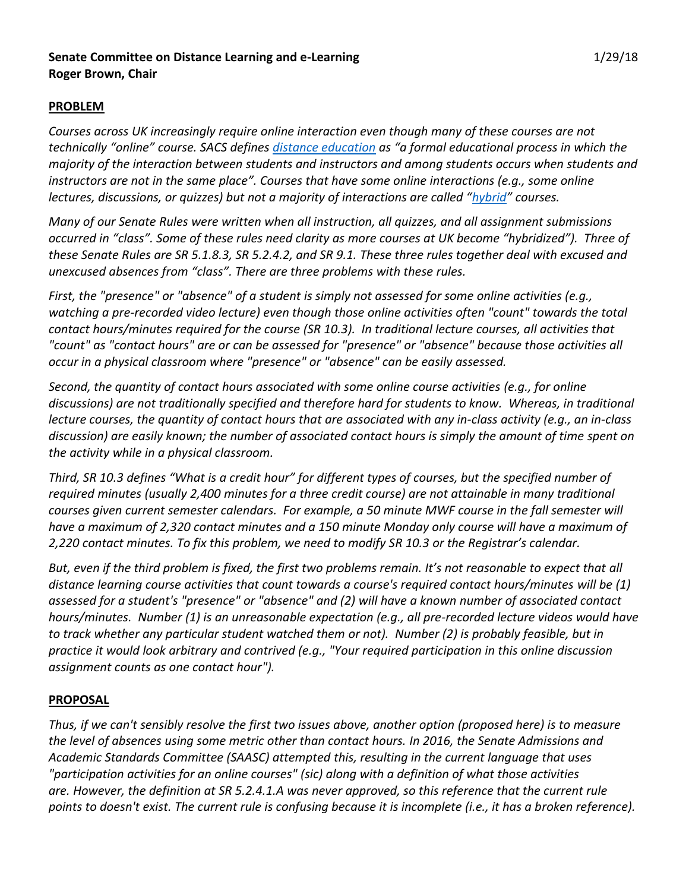**Senate Committee on Distance Learning and e-Learning** 1/29/18
**Roger Brown, Chair**

**PROBLEM**

*Courses across UK increasingly require online interaction even though many of these courses are not technically "online" course. SACS defines distance education as "a formal educational process in which the majority of the interaction between students and instructors and among students occurs when students and instructors are not in the same place". Courses that have some online interactions (e.g., some online lectures, discussions, or quizzes) but not a majority of interactions are called "hybrid" courses.*

*Many of our Senate Rules were written when all instruction, all quizzes, and all assignment submissions occurred in "class". Some of these rules need clarity as more courses at UK become "hybridized"). Three of these Senate Rules are SR 5.1.8.3, SR 5.2.4.2, and SR 9.1. These three rules together deal with excused and unexcused absences from "class". There are three problems with these rules.*

*First, the "presence" or "absence" of a student is simply not assessed for some online activities (e.g., watching a pre-recorded video lecture) even though those online activities often "count" towards the total contact hours/minutes required for the course (SR 10.3). In traditional lecture courses, all activities that "count" as "contact hours" are or can be assessed for "presence" or "absence" because those activities all occur in a physical classroom where "presence" or "absence" can be easily assessed.*

*Second, the quantity of contact hours associated with some online course activities (e.g., for online discussions) are not traditionally specified and therefore hard for students to know. Whereas, in traditional lecture courses, the quantity of contact hours that are associated with any in-class activity (e.g., an in-class discussion) are easily known; the number of associated contact hours is simply the amount of time spent on the activity while in a physical classroom.*

*Third, SR 10.3 defines "What is a credit hour" for different types of courses, but the specified number of required minutes (usually 2,400 minutes for a three credit course) are not attainable in many traditional courses given current semester calendars. For example, a 50 minute MWF course in the fall semester will have a maximum of 2,320 contact minutes and a 150 minute Monday only course will have a maximum of 2,220 contact minutes. To fix this problem, we need to modify SR 10.3 or the Registrar's calendar.*

*But, even if the third problem is fixed, the first two problems remain. It's not reasonable to expect that all distance learning course activities that count towards a course's required contact hours/minutes will be (1) assessed for a student's "presence" or "absence" and (2) will have a known number of associated contact hours/minutes. Number (1) is an unreasonable expectation (e.g., all pre-recorded lecture videos would have to track whether any particular student watched them or not). Number (2) is probably feasible, but in practice it would look arbitrary and contrived (e.g., "Your required participation in this online discussion assignment counts as one contact hour").*

**PROPOSAL**

*Thus, if we can't sensibly resolve the first two issues above, another option (proposed here) is to measure the level of absences using some metric other than contact hours. In 2016, the Senate Admissions and Academic Standards Committee (SAASC) attempted this, resulting in the current language that uses "participation activities for an online courses" (sic) along with a definition of what those activities are. However, the definition at SR 5.2.4.1.A was never approved, so this reference that the current rule points to doesn't exist. The current rule is confusing because it is incomplete (i.e., it has a broken reference).*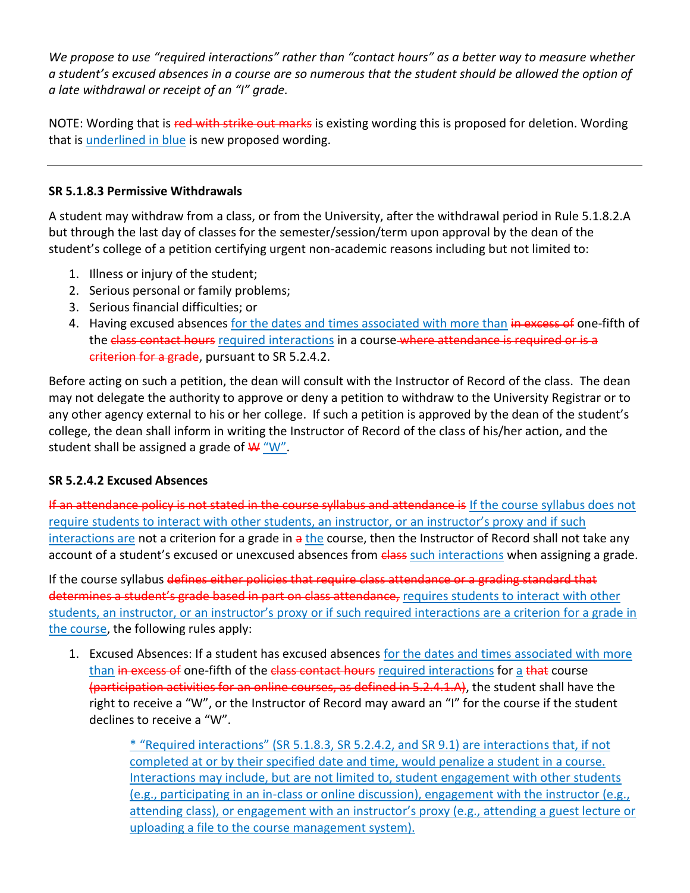*We propose to use "required interactions" rather than "contact hours" as a better way to measure whether a student's excused absences in a course are so numerous that the student should be allowed the option of a late withdrawal or receipt of an "I" grade.*

NOTE: Wording that is ~~red with strike out marks~~ is existing wording this is proposed for deletion. Wording that is <u>underlined in blue</u> is new proposed wording.

---

**SR 5.1.8.3 Permissive Withdrawals**

A student may withdraw from a class, or from the University, after the withdrawal period in Rule 5.1.8.2.A but through the last day of classes for the semester/session/term upon approval by the dean of the student's college of a petition certifying urgent non-academic reasons including but not limited to:

1. Illness or injury of the student;
2. Serious personal or family problems;
3. Serious financial difficulties; or
4. Having excused absences <u>for the dates and times associated with more than</u> ~~in excess of~~ one-fifth of the ~~class contact hours~~ <u>required interactions</u> in a course ~~where attendance is required or is a criterion for a grade~~, pursuant to SR 5.2.4.2.

Before acting on such a petition, the dean will consult with the Instructor of Record of the class. The dean may not delegate the authority to approve or deny a petition to withdraw to the University Registrar or to any other agency external to his or her college. If such a petition is approved by the dean of the student's college, the dean shall inform in writing the Instructor of Record of the class of his/her action, and the student shall be assigned a grade of ~~W~~ <u>"W"</u>.

**SR 5.2.4.2 Excused Absences**

~~If an attendance policy is not stated in the course syllabus and attendance is~~ <u>If the course syllabus does not require students to interact with other students, an instructor, or an instructor's proxy and if such interactions are</u> not a criterion for a grade in ~~a~~ <u>the</u> course, then the Instructor of Record shall not take any account of a student's excused or unexcused absences from ~~class~~ <u>such interactions</u> when assigning a grade.

If the course syllabus ~~defines either policies that require class attendance or a grading standard that determines a student's grade based in part on class attendance,~~ <u>requires students to interact with other students, an instructor, or an instructor's proxy or if such required interactions are a criterion for a grade in the course</u>, the following rules apply:

1. Excused Absences: If a student has excused absences <u>for the dates and times associated with more than</u> ~~in excess of~~ one-fifth of the ~~class contact hours~~ <u>required interactions</u> for <u>a</u> ~~that~~ course ~~(participation activities for an online courses, as defined in 5.2.4.1.A)~~, the student shall have the right to receive a "W", or the Instructor of Record may award an "I" for the course if the student declines to receive a "W".

    <u>* "Required interactions" (SR 5.1.8.3, SR 5.2.4.2, and SR 9.1) are interactions that, if not completed at or by their specified date and time, would penalize a student in a course. Interactions may include, but are not limited to, student engagement with other students (e.g., participating in an in-class or online discussion), engagement with the instructor (e.g., attending class), or engagement with an instructor's proxy (e.g., attending a guest lecture or uploading a file to the course management system).</u>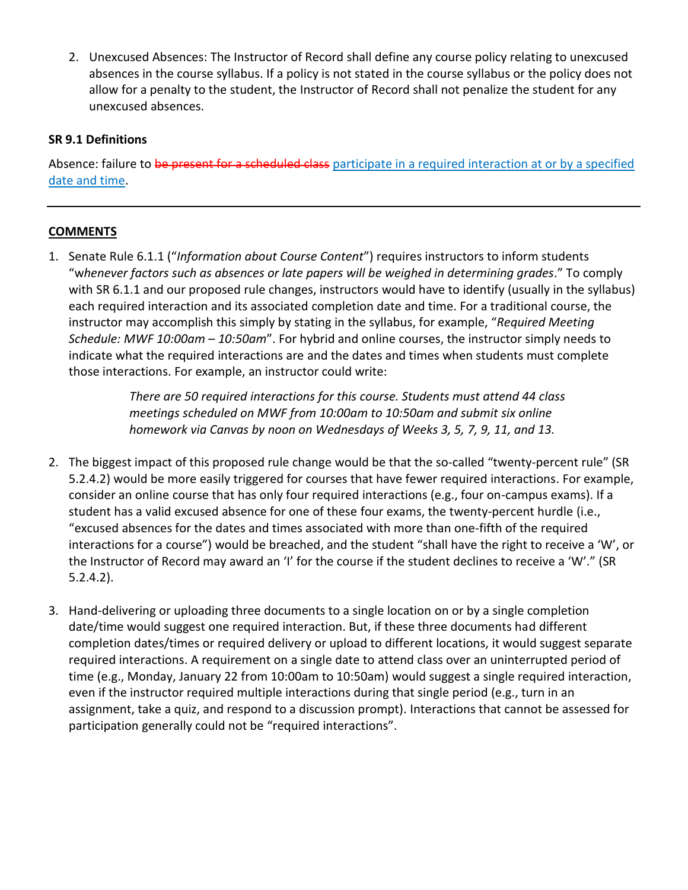2. Unexcused Absences: The Instructor of Record shall define any course policy relating to unexcused absences in the course syllabus. If a policy is not stated in the course syllabus or the policy does not allow for a penalty to the student, the Instructor of Record shall not penalize the student for any unexcused absences.

**SR 9.1 Definitions**

Absence: failure to ~~be present for a scheduled class~~ <u>participate in a required interaction at or by a specified date and time</u>.

---

## <u>COMMENTS</u>

1. Senate Rule 6.1.1 ("*Information about Course Content*") requires instructors to inform students "w*henever factors such as absences or late papers will be weighed in determining grades*." To comply with SR 6.1.1 and our proposed rule changes, instructors would have to identify (usually in the syllabus) each required interaction and its associated completion date and time. For a traditional course, the instructor may accomplish this simply by stating in the syllabus, for example, "*Required Meeting Schedule: MWF 10:00am – 10:50am*". For hybrid and online courses, the instructor simply needs to indicate what the required interactions are and the dates and times when students must complete those interactions. For example, an instructor could write:

   > *There are 50 required interactions for this course. Students must attend 44 class meetings scheduled on MWF from 10:00am to 10:50am and submit six online homework via Canvas by noon on Wednesdays of Weeks 3, 5, 7, 9, 11, and 13.*

2. The biggest impact of this proposed rule change would be that the so-called "twenty-percent rule" (SR 5.2.4.2) would be more easily triggered for courses that have fewer required interactions. For example, consider an online course that has only four required interactions (e.g., four on-campus exams). If a student has a valid excused absence for one of these four exams, the twenty-percent hurdle (i.e., "excused absences for the dates and times associated with more than one-fifth of the required interactions for a course") would be breached, and the student "shall have the right to receive a 'W', or the Instructor of Record may award an 'I' for the course if the student declines to receive a 'W'." (SR 5.2.4.2).

3. Hand-delivering or uploading three documents to a single location on or by a single completion date/time would suggest one required interaction. But, if these three documents had different completion dates/times or required delivery or upload to different locations, it would suggest separate required interactions. A requirement on a single date to attend class over an uninterrupted period of time (e.g., Monday, January 22 from 10:00am to 10:50am) would suggest a single required interaction, even if the instructor required multiple interactions during that single period (e.g., turn in an assignment, take a quiz, and respond to a discussion prompt). Interactions that cannot be assessed for participation generally could not be "required interactions".